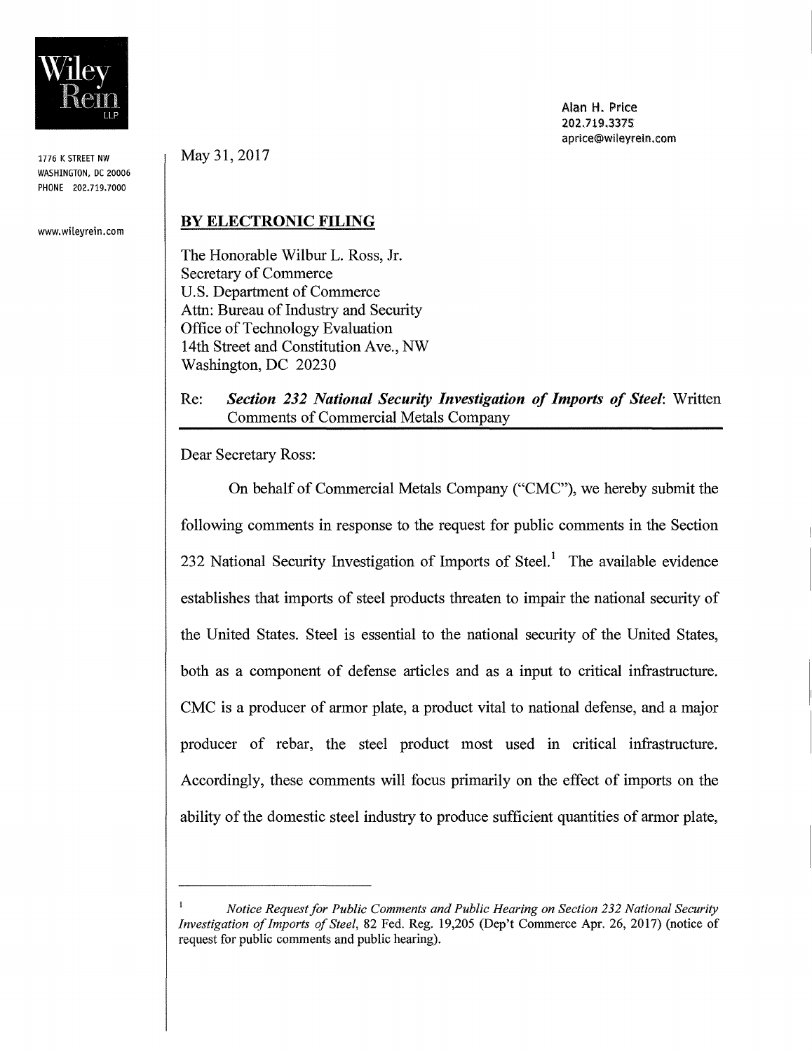Wiley Rein LLP

1776 K STREET NW
WASHINGTON, DC 20006
PHONE 202.719.7000

www.wileyrein.com

Alan H. Price
202.719.3375
aprice@wileyrein.com

May 31, 2017

**BY ELECTRONIC FILING**

The Honorable Wilbur L. Ross, Jr.
Secretary of Commerce
U.S. Department of Commerce
Attn: Bureau of Industry and Security
Office of Technology Evaluation
14th Street and Constitution Ave., NW
Washington, DC 20230

Re: ***Section 232 National Security Investigation of Imports of Steel***: Written Comments of Commercial Metals Company

Dear Secretary Ross:

On behalf of Commercial Metals Company ("CMC"), we hereby submit the following comments in response to the request for public comments in the Section 232 National Security Investigation of Imports of Steel.[1] The available evidence establishes that imports of steel products threaten to impair the national security of the United States. Steel is essential to the national security of the United States, both as a component of defense articles and as a input to critical infrastructure. CMC is a producer of armor plate, a product vital to national defense, and a major producer of rebar, the steel product most used in critical infrastructure. Accordingly, these comments will focus primarily on the effect of imports on the ability of the domestic steel industry to produce sufficient quantities of armor plate,

---

[1] *Notice Request for Public Comments and Public Hearing on Section 232 National Security Investigation of Imports of Steel*, 82 Fed. Reg. 19,205 (Dep't Commerce Apr. 26, 2017) (notice of request for public comments and public hearing).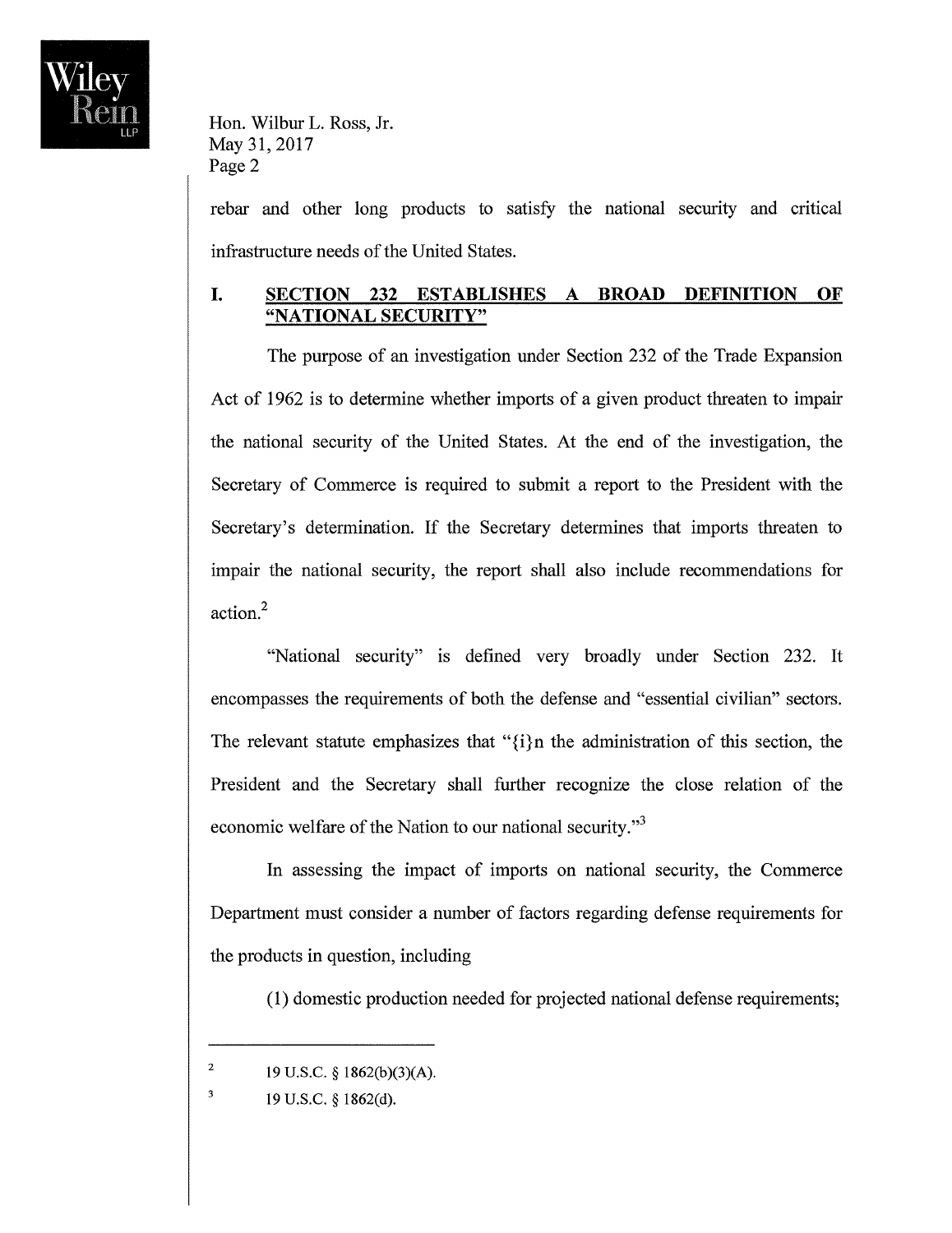rebar and other long products to satisfy the national security and critical infrastructure needs of the United States.

## I. SECTION 232 ESTABLISHES A BROAD DEFINITION OF "NATIONAL SECURITY"

The purpose of an investigation under Section 232 of the Trade Expansion Act of 1962 is to determine whether imports of a given product threaten to impair the national security of the United States. At the end of the investigation, the Secretary of Commerce is required to submit a report to the President with the Secretary's determination. If the Secretary determines that imports threaten to impair the national security, the report shall also include recommendations for action.[2]

"National security" is defined very broadly under Section 232. It encompasses the requirements of both the defense and "essential civilian" sectors. The relevant statute emphasizes that "{i}n the administration of this section, the President and the Secretary shall further recognize the close relation of the economic welfare of the Nation to our national security."[3]

In assessing the impact of imports on national security, the Commerce Department must consider a number of factors regarding defense requirements for the products in question, including

(1) domestic production needed for projected national defense requirements;

---

[2] 19 U.S.C. § 1862(b)(3)(A).

[3] 19 U.S.C. § 1862(d).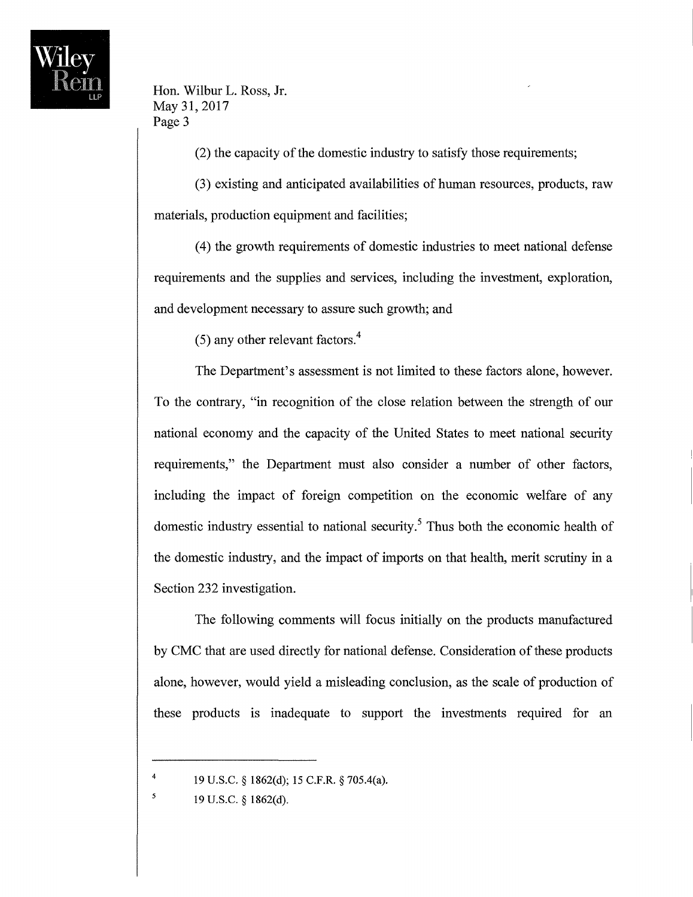(2) the capacity of the domestic industry to satisfy those requirements;

(3) existing and anticipated availabilities of human resources, products, raw materials, production equipment and facilities;

(4) the growth requirements of domestic industries to meet national defense requirements and the supplies and services, including the investment, exploration, and development necessary to assure such growth; and

(5) any other relevant factors.[4]

The Department's assessment is not limited to these factors alone, however. To the contrary, "in recognition of the close relation between the strength of our national economy and the capacity of the United States to meet national security requirements," the Department must also consider a number of other factors, including the impact of foreign competition on the economic welfare of any domestic industry essential to national security.[5] Thus both the economic health of the domestic industry, and the impact of imports on that health, merit scrutiny in a Section 232 investigation.

The following comments will focus initially on the products manufactured by CMC that are used directly for national defense. Consideration of these products alone, however, would yield a misleading conclusion, as the scale of production of these products is inadequate to support the investments required for an

---

[4] 19 U.S.C. § 1862(d); 15 C.F.R. § 705.4(a).

[5] 19 U.S.C. § 1862(d).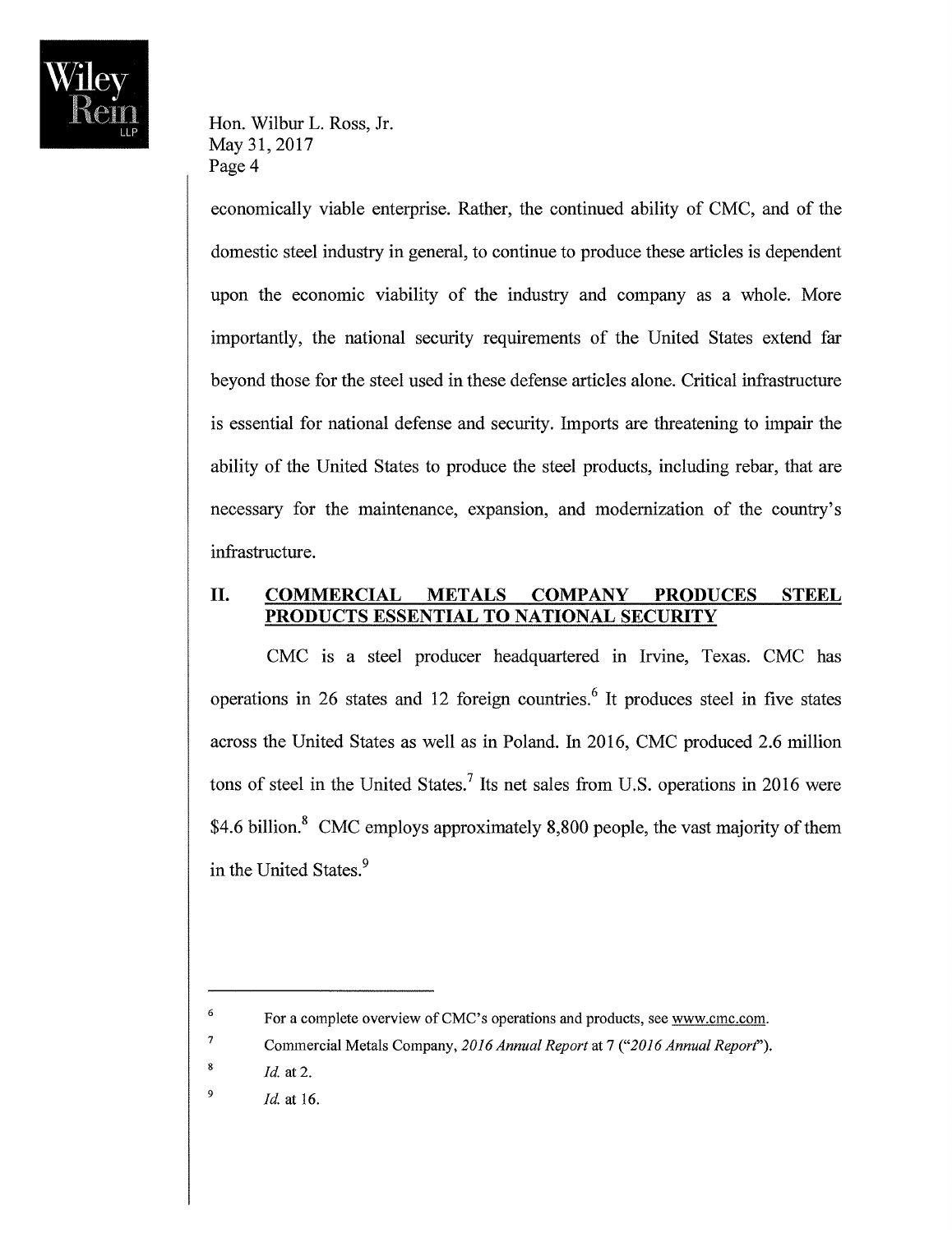economically viable enterprise. Rather, the continued ability of CMC, and of the domestic steel industry in general, to continue to produce these articles is dependent upon the economic viability of the industry and company as a whole. More importantly, the national security requirements of the United States extend far beyond those for the steel used in these defense articles alone. Critical infrastructure is essential for national defense and security. Imports are threatening to impair the ability of the United States to produce the steel products, including rebar, that are necessary for the maintenance, expansion, and modernization of the country's infrastructure.

## II. <u>COMMERCIAL METALS COMPANY PRODUCES STEEL PRODUCTS ESSENTIAL TO NATIONAL SECURITY</u>

CMC is a steel producer headquartered in Irvine, Texas. CMC has operations in 26 states and 12 foreign countries.[6] It produces steel in five states across the United States as well as in Poland. In 2016, CMC produced 2.6 million tons of steel in the United States.[7] Its net sales from U.S. operations in 2016 were $4.6 billion.[8] CMC employs approximately 8,800 people, the vast majority of them in the United States.[9]

---

[6] For a complete overview of CMC's operations and products, see www.cmc.com.

[7] Commercial Metals Company, *2016 Annual Report* at 7 ("*2016 Annual Report*").

[8] *Id.* at 2.

[9] *Id.* at 16.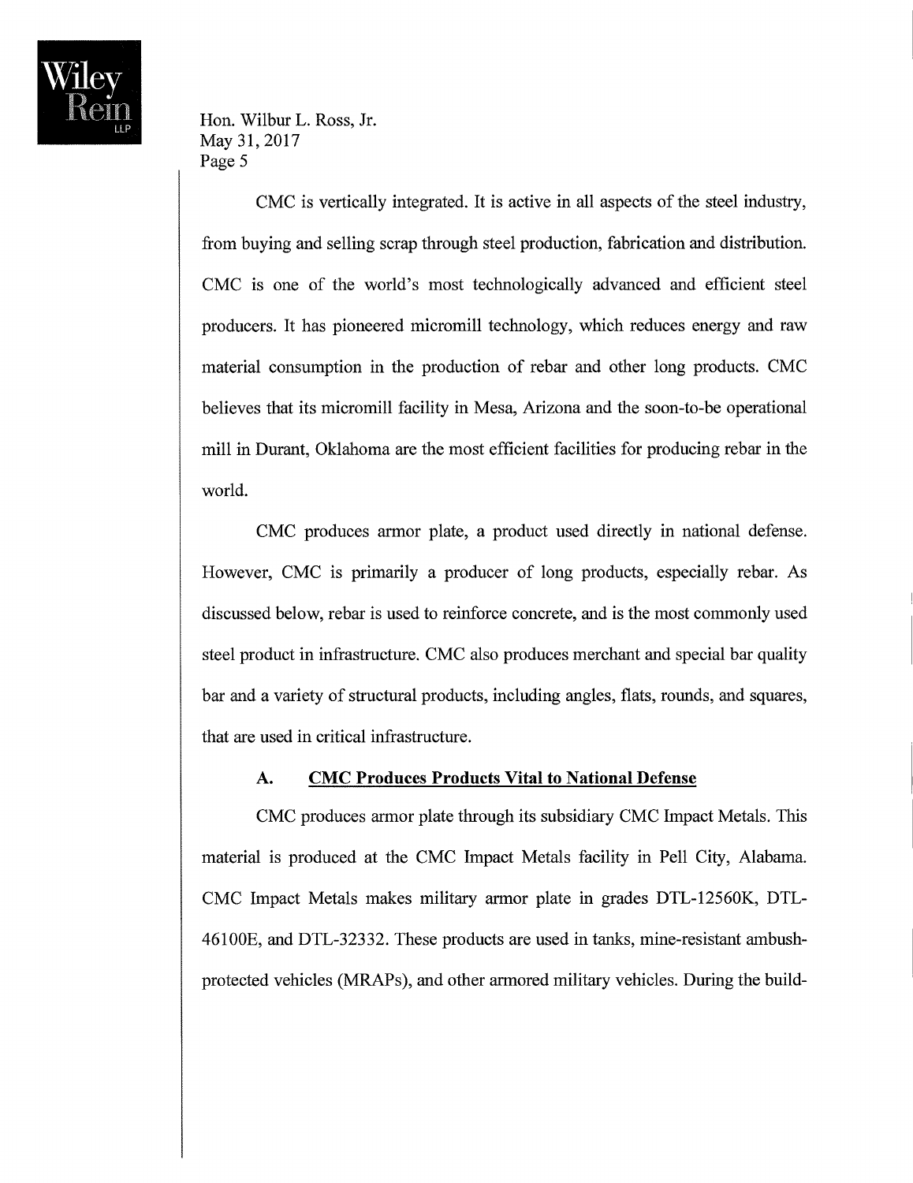CMC is vertically integrated. It is active in all aspects of the steel industry, from buying and selling scrap through steel production, fabrication and distribution. CMC is one of the world's most technologically advanced and efficient steel producers. It has pioneered micromill technology, which reduces energy and raw material consumption in the production of rebar and other long products. CMC believes that its micromill facility in Mesa, Arizona and the soon-to-be operational mill in Durant, Oklahoma are the most efficient facilities for producing rebar in the world.

CMC produces armor plate, a product used directly in national defense. However, CMC is primarily a producer of long products, especially rebar. As discussed below, rebar is used to reinforce concrete, and is the most commonly used steel product in infrastructure. CMC also produces merchant and special bar quality bar and a variety of structural products, including angles, flats, rounds, and squares, that are used in critical infrastructure.

### A. CMC Produces Products Vital to National Defense

CMC produces armor plate through its subsidiary CMC Impact Metals. This material is produced at the CMC Impact Metals facility in Pell City, Alabama. CMC Impact Metals makes military armor plate in grades DTL-12560K, DTL-46100E, and DTL-32332. These products are used in tanks, mine-resistant ambush-protected vehicles (MRAPs), and other armored military vehicles. During the build-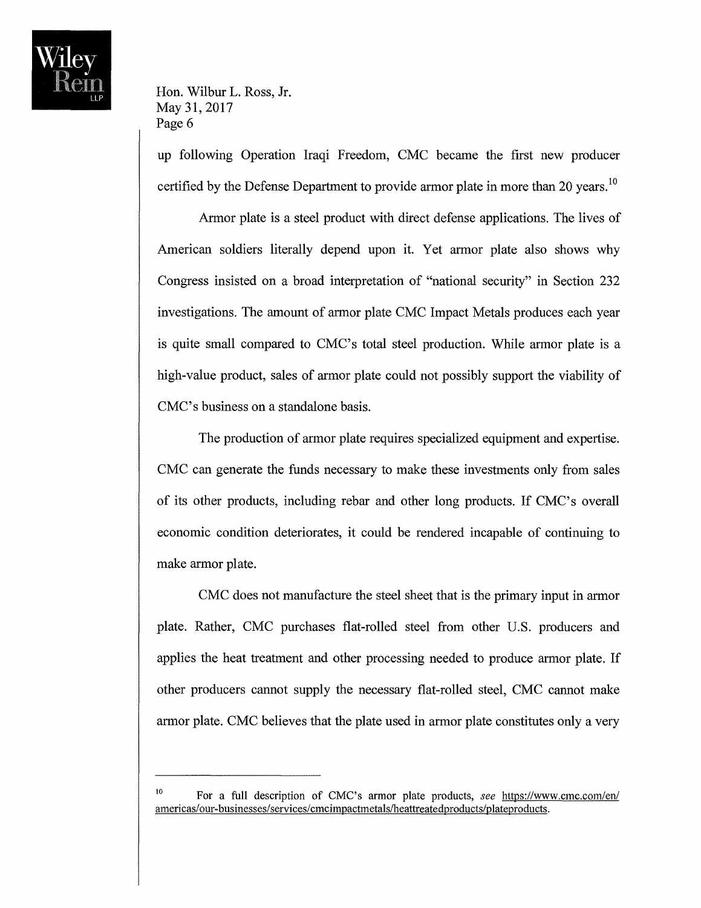up following Operation Iraqi Freedom, CMC became the first new producer certified by the Defense Department to provide armor plate in more than 20 years.[10]

Armor plate is a steel product with direct defense applications. The lives of American soldiers literally depend upon it. Yet armor plate also shows why Congress insisted on a broad interpretation of "national security" in Section 232 investigations. The amount of armor plate CMC Impact Metals produces each year is quite small compared to CMC's total steel production. While armor plate is a high-value product, sales of armor plate could not possibly support the viability of CMC's business on a standalone basis.

The production of armor plate requires specialized equipment and expertise. CMC can generate the funds necessary to make these investments only from sales of its other products, including rebar and other long products. If CMC's overall economic condition deteriorates, it could be rendered incapable of continuing to make armor plate.

CMC does not manufacture the steel sheet that is the primary input in armor plate. Rather, CMC purchases flat-rolled steel from other U.S. producers and applies the heat treatment and other processing needed to produce armor plate. If other producers cannot supply the necessary flat-rolled steel, CMC cannot make armor plate. CMC believes that the plate used in armor plate constitutes only a very

---

[10] For a full description of CMC's armor plate products, *see* https://www.cmc.com/en/americas/our-businesses/services/cmcimpactmetals/heattreatedproducts/plateproducts.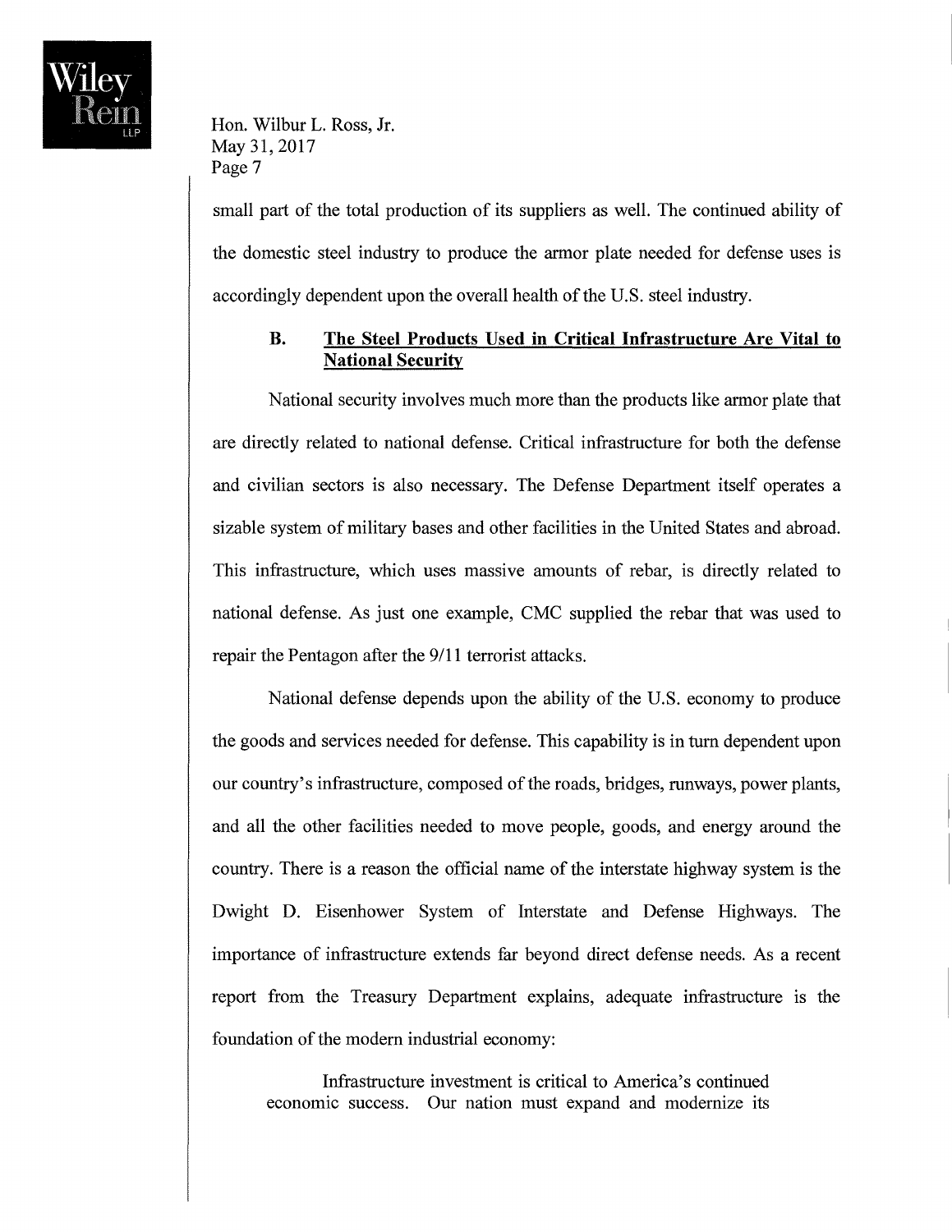small part of the total production of its suppliers as well. The continued ability of the domestic steel industry to produce the armor plate needed for defense uses is accordingly dependent upon the overall health of the U.S. steel industry.

### B. <u>The Steel Products Used in Critical Infrastructure Are Vital to National Security</u>

National security involves much more than the products like armor plate that are directly related to national defense. Critical infrastructure for both the defense and civilian sectors is also necessary. The Defense Department itself operates a sizable system of military bases and other facilities in the United States and abroad. This infrastructure, which uses massive amounts of rebar, is directly related to national defense. As just one example, CMC supplied the rebar that was used to repair the Pentagon after the 9/11 terrorist attacks.

National defense depends upon the ability of the U.S. economy to produce the goods and services needed for defense. This capability is in turn dependent upon our country's infrastructure, composed of the roads, bridges, runways, power plants, and all the other facilities needed to move people, goods, and energy around the country. There is a reason the official name of the interstate highway system is the Dwight D. Eisenhower System of Interstate and Defense Highways. The importance of infrastructure extends far beyond direct defense needs. As a recent report from the Treasury Department explains, adequate infrastructure is the foundation of the modern industrial economy:

> Infrastructure investment is critical to America's continued economic success. Our nation must expand and modernize its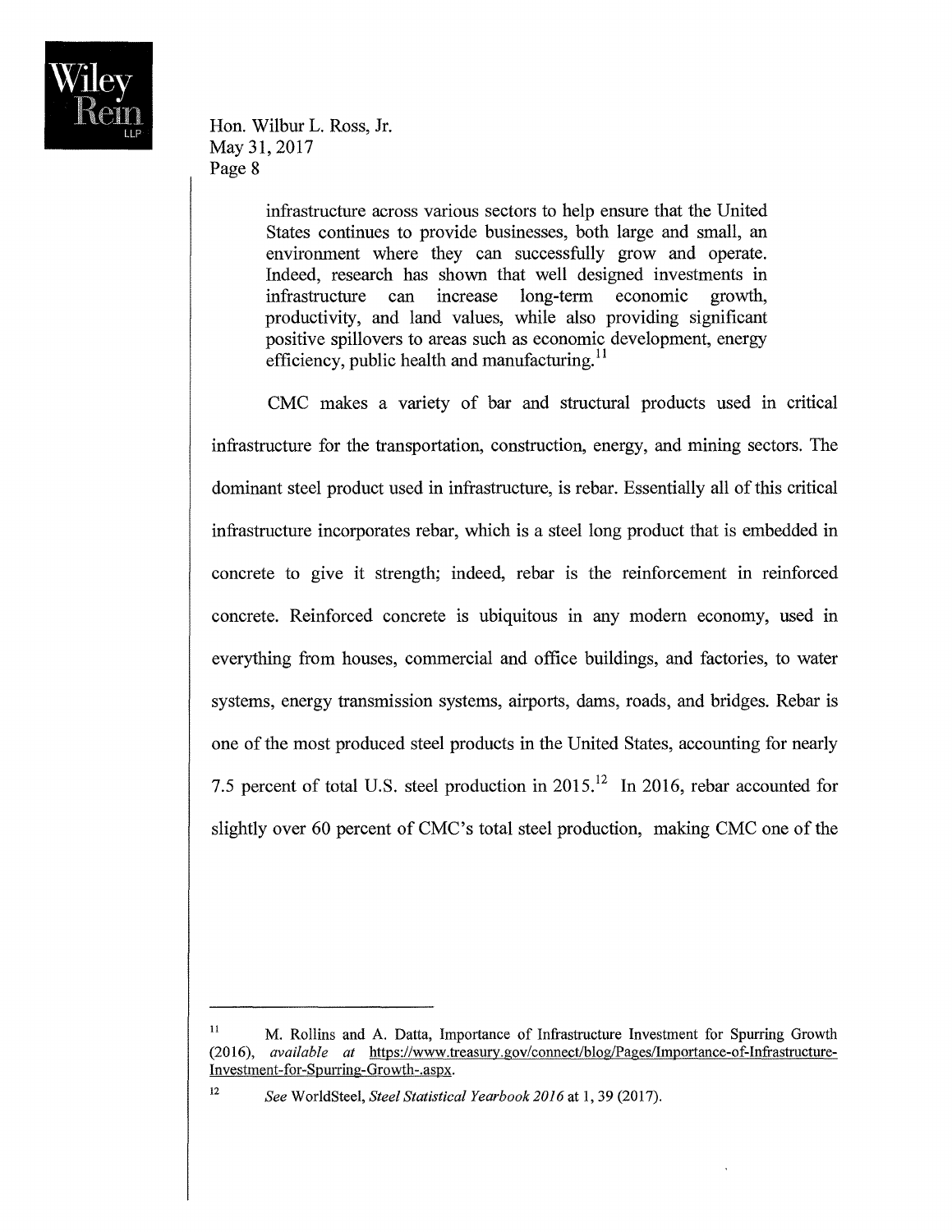> infrastructure across various sectors to help ensure that the United States continues to provide businesses, both large and small, an environment where they can successfully grow and operate. Indeed, research has shown that well designed investments in infrastructure can increase long-term economic growth, productivity, and land values, while also providing significant positive spillovers to areas such as economic development, energy efficiency, public health and manufacturing.[11]

CMC makes a variety of bar and structural products used in critical infrastructure for the transportation, construction, energy, and mining sectors. The dominant steel product used in infrastructure, is rebar. Essentially all of this critical infrastructure incorporates rebar, which is a steel long product that is embedded in concrete to give it strength; indeed, rebar is the reinforcement in reinforced concrete. Reinforced concrete is ubiquitous in any modern economy, used in everything from houses, commercial and office buildings, and factories, to water systems, energy transmission systems, airports, dams, roads, and bridges. Rebar is one of the most produced steel products in the United States, accounting for nearly 7.5 percent of total U.S. steel production in 2015.[12] In 2016, rebar accounted for slightly over 60 percent of CMC's total steel production, making CMC one of the

---

[11] M. Rollins and A. Datta, Importance of Infrastructure Investment for Spurring Growth (2016), *available at* https://www.treasury.gov/connect/blog/Pages/Importance-of-Infrastructure-Investment-for-Spurring-Growth-.aspx.

[12] *See* WorldSteel, *Steel Statistical Yearbook 2016* at 1, 39 (2017).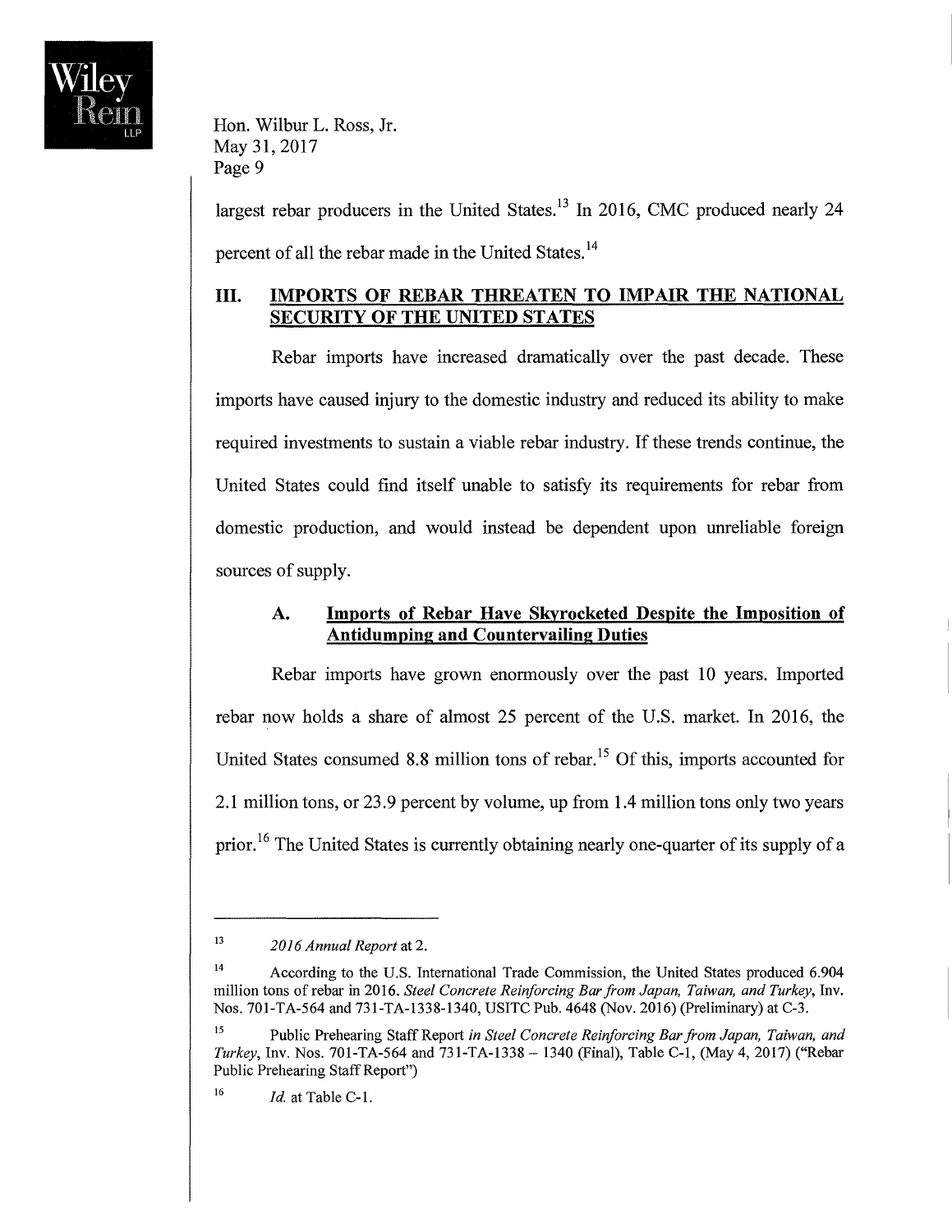largest rebar producers in the United States.[13] In 2016, CMC produced nearly 24 percent of all the rebar made in the United States.[14]

## III. IMPORTS OF REBAR THREATEN TO IMPAIR THE NATIONAL SECURITY OF THE UNITED STATES

Rebar imports have increased dramatically over the past decade. These imports have caused injury to the domestic industry and reduced its ability to make required investments to sustain a viable rebar industry. If these trends continue, the United States could find itself unable to satisfy its requirements for rebar from domestic production, and would instead be dependent upon unreliable foreign sources of supply.

### A. Imports of Rebar Have Skyrocketed Despite the Imposition of Antidumping and Countervailing Duties

Rebar imports have grown enormously over the past 10 years. Imported rebar now holds a share of almost 25 percent of the U.S. market. In 2016, the United States consumed 8.8 million tons of rebar.[15] Of this, imports accounted for 2.1 million tons, or 23.9 percent by volume, up from 1.4 million tons only two years prior.[16] The United States is currently obtaining nearly one-quarter of its supply of a

---

[13] *2016 Annual Report* at 2.

[14] According to the U.S. International Trade Commission, the United States produced 6.904 million tons of rebar in 2016. *Steel Concrete Reinforcing Bar from Japan, Taiwan, and Turkey*, Inv. Nos. 701-TA-564 and 731-TA-1338-1340, USITC Pub. 4648 (Nov. 2016) (Preliminary) at C-3.

[15] Public Prehearing Staff Report *in Steel Concrete Reinforcing Bar from Japan, Taiwan, and Turkey*, Inv. Nos. 701-TA-564 and 731-TA-1338 – 1340 (Final), Table C-1, (May 4, 2017) ("Rebar Public Prehearing Staff Report")

[16] *Id.* at Table C-1.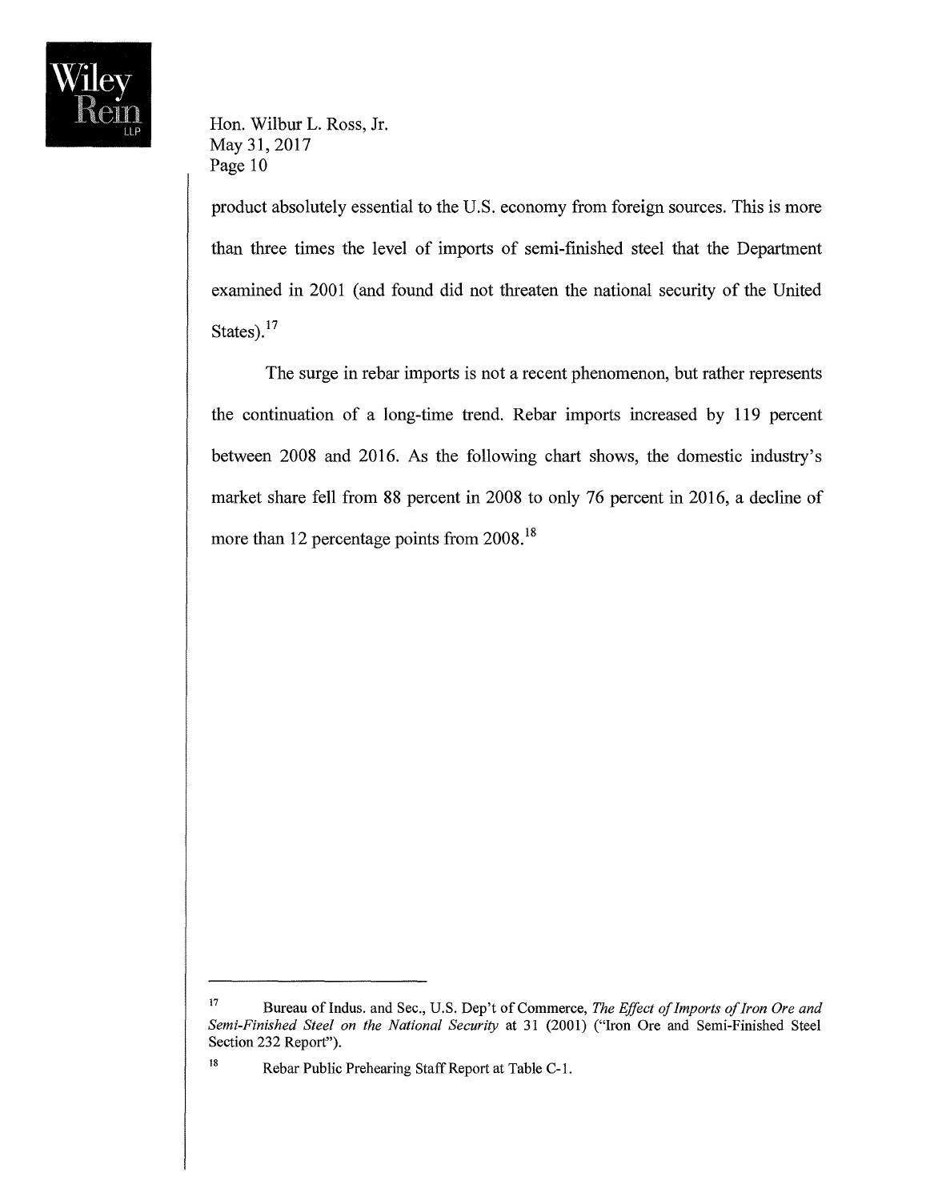product absolutely essential to the U.S. economy from foreign sources. This is more than three times the level of imports of semi-finished steel that the Department examined in 2001 (and found did not threaten the national security of the United States).[17]

The surge in rebar imports is not a recent phenomenon, but rather represents the continuation of a long-time trend. Rebar imports increased by 119 percent between 2008 and 2016. As the following chart shows, the domestic industry's market share fell from 88 percent in 2008 to only 76 percent in 2016, a decline of more than 12 percentage points from 2008.[18]

---

[17] Bureau of Indus. and Sec., U.S. Dep't of Commerce, *The Effect of Imports of Iron Ore and Semi-Finished Steel on the National Security* at 31 (2001) ("Iron Ore and Semi-Finished Steel Section 232 Report").

[18] Rebar Public Prehearing Staff Report at Table C-1.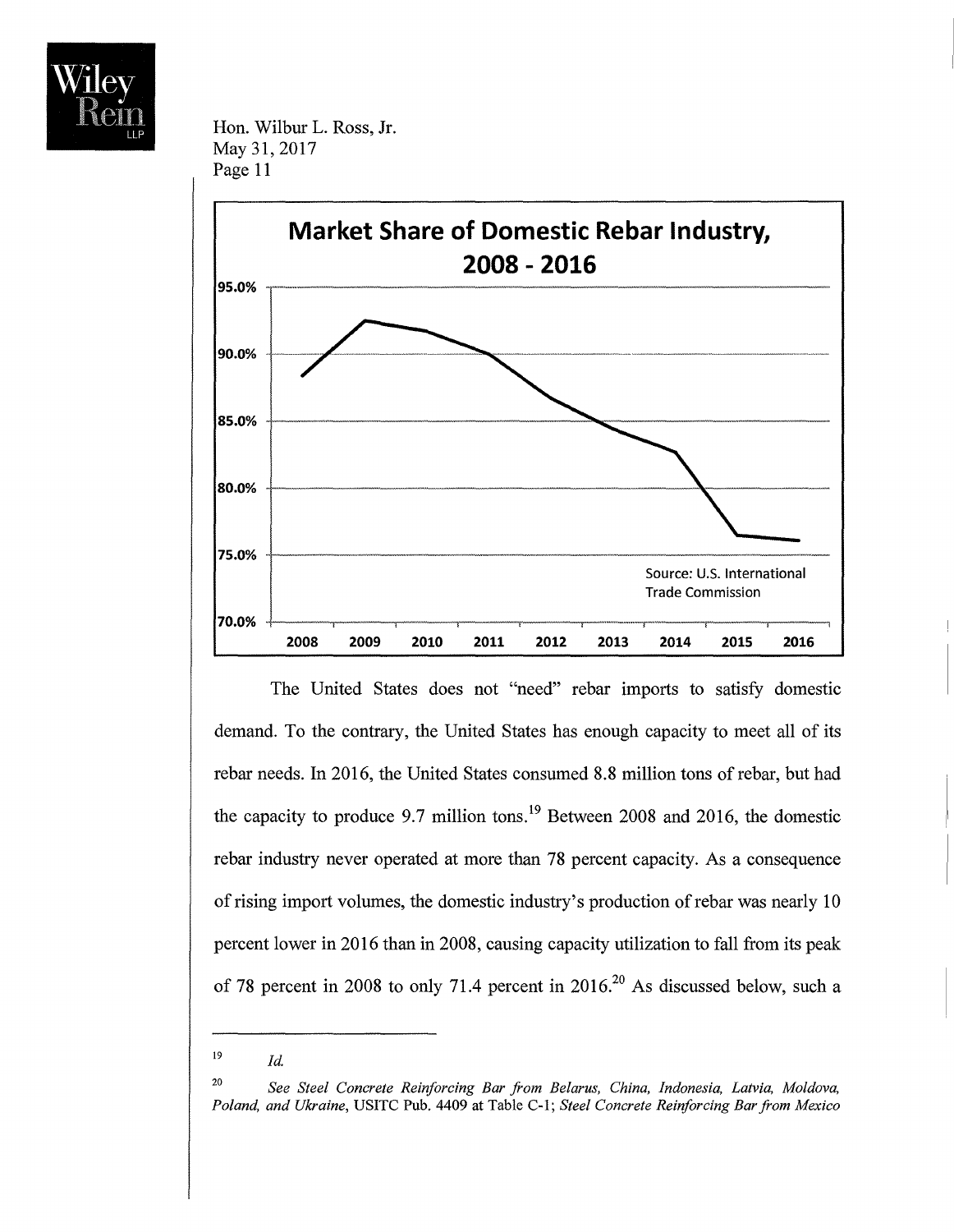**Market Share of Domestic Rebar Industry, 2008 - 2016**

Source: U.S. International Trade Commission

The United States does not "need" rebar imports to satisfy domestic demand. To the contrary, the United States has enough capacity to meet all of its rebar needs. In 2016, the United States consumed 8.8 million tons of rebar, but had the capacity to produce 9.7 million tons.[19] Between 2008 and 2016, the domestic rebar industry never operated at more than 78 percent capacity. As a consequence of rising import volumes, the domestic industry's production of rebar was nearly 10 percent lower in 2016 than in 2008, causing capacity utilization to fall from its peak of 78 percent in 2008 to only 71.4 percent in 2016.[20] As discussed below, such a

---

[19] *Id.*

[20] *See Steel Concrete Reinforcing Bar from Belarus, China, Indonesia, Latvia, Moldova, Poland, and Ukraine*, USITC Pub. 4409 at Table C-1; *Steel Concrete Reinforcing Bar from Mexico*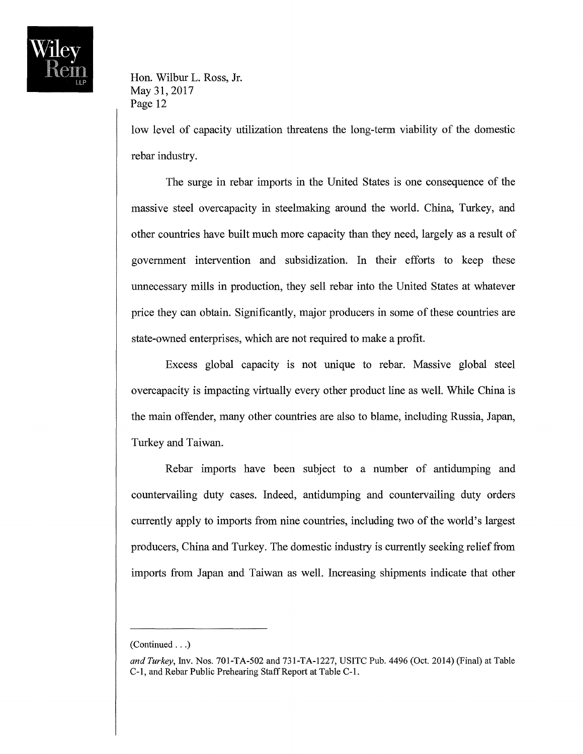low level of capacity utilization threatens the long-term viability of the domestic rebar industry.

The surge in rebar imports in the United States is one consequence of the massive steel overcapacity in steelmaking around the world. China, Turkey, and other countries have built much more capacity than they need, largely as a result of government intervention and subsidization. In their efforts to keep these unnecessary mills in production, they sell rebar into the United States at whatever price they can obtain. Significantly, major producers in some of these countries are state-owned enterprises, which are not required to make a profit.

Excess global capacity is not unique to rebar. Massive global steel overcapacity is impacting virtually every other product line as well. While China is the main offender, many other countries are also to blame, including Russia, Japan, Turkey and Taiwan.

Rebar imports have been subject to a number of antidumping and countervailing duty cases. Indeed, antidumping and countervailing duty orders currently apply to imports from nine countries, including two of the world's largest producers, China and Turkey. The domestic industry is currently seeking relief from imports from Japan and Taiwan as well. Increasing shipments indicate that other

---

(Continued . . .)

*and Turkey*, Inv. Nos. 701-TA-502 and 731-TA-1227, USITC Pub. 4496 (Oct. 2014) (Final) at Table C-1, and Rebar Public Prehearing Staff Report at Table C-1.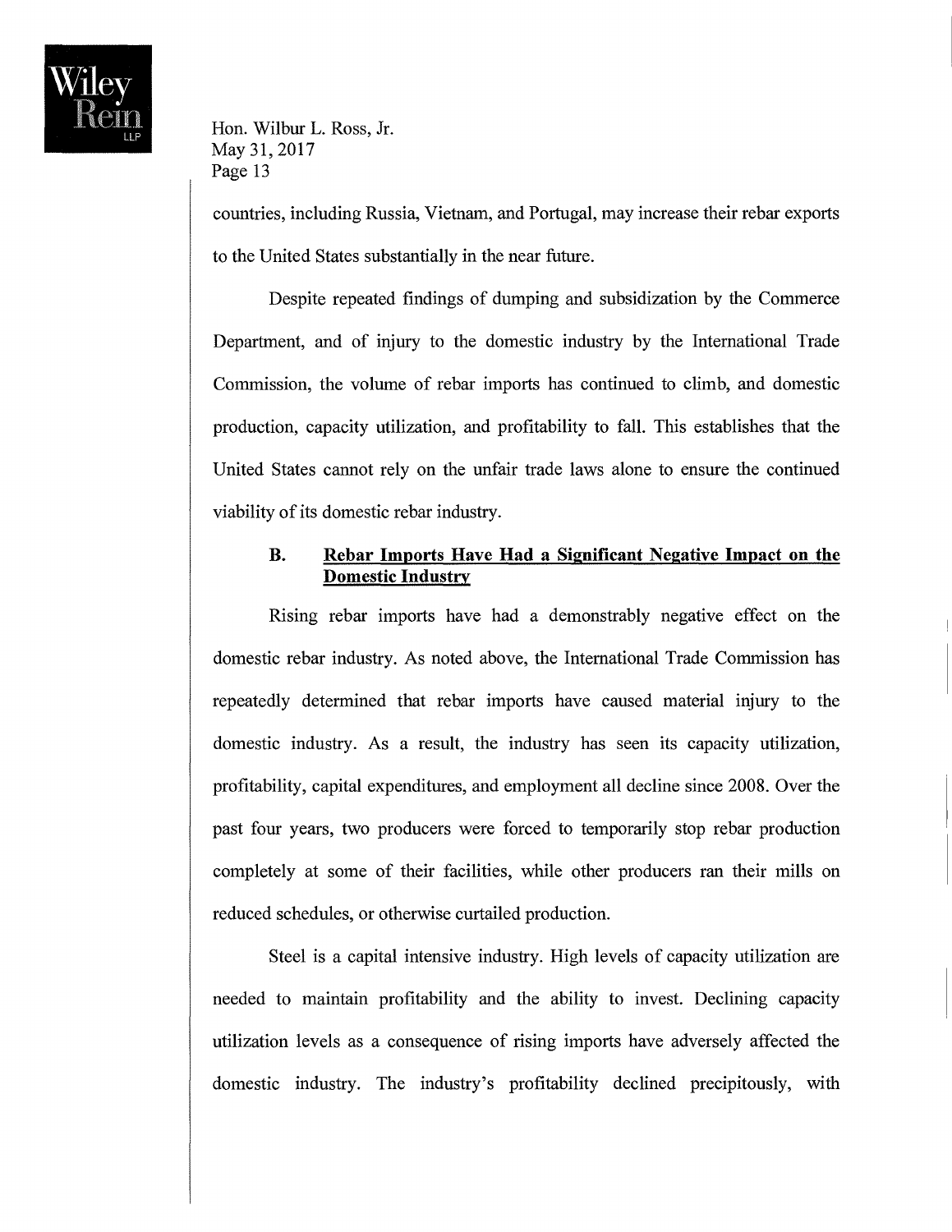countries, including Russia, Vietnam, and Portugal, may increase their rebar exports to the United States substantially in the near future.

Despite repeated findings of dumping and subsidization by the Commerce Department, and of injury to the domestic industry by the International Trade Commission, the volume of rebar imports has continued to climb, and domestic production, capacity utilization, and profitability to fall. This establishes that the United States cannot rely on the unfair trade laws alone to ensure the continued viability of its domestic rebar industry.

### B. Rebar Imports Have Had a Significant Negative Impact on the Domestic Industry

Rising rebar imports have had a demonstrably negative effect on the domestic rebar industry. As noted above, the International Trade Commission has repeatedly determined that rebar imports have caused material injury to the domestic industry. As a result, the industry has seen its capacity utilization, profitability, capital expenditures, and employment all decline since 2008. Over the past four years, two producers were forced to temporarily stop rebar production completely at some of their facilities, while other producers ran their mills on reduced schedules, or otherwise curtailed production.

Steel is a capital intensive industry. High levels of capacity utilization are needed to maintain profitability and the ability to invest. Declining capacity utilization levels as a consequence of rising imports have adversely affected the domestic industry. The industry's profitability declined precipitously, with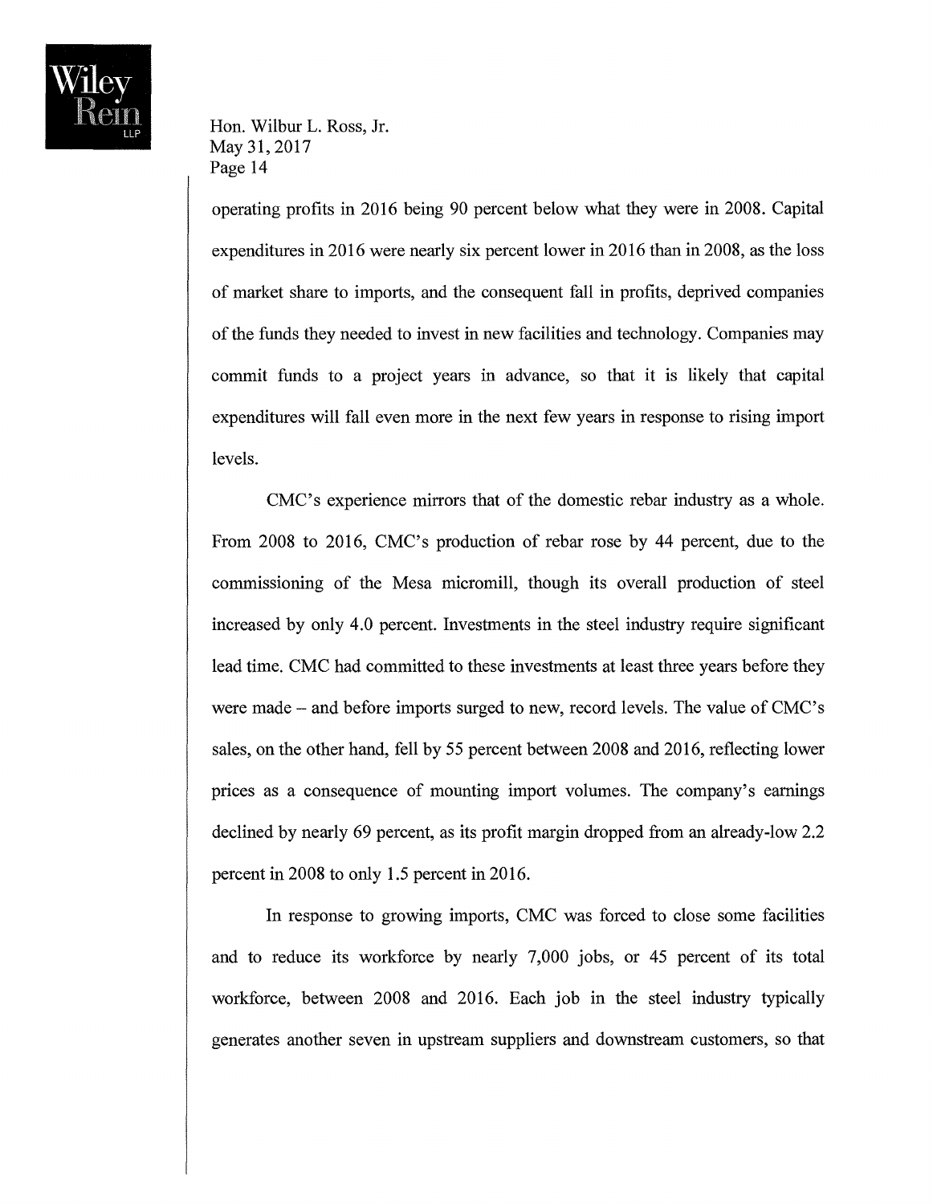operating profits in 2016 being 90 percent below what they were in 2008. Capital expenditures in 2016 were nearly six percent lower in 2016 than in 2008, as the loss of market share to imports, and the consequent fall in profits, deprived companies of the funds they needed to invest in new facilities and technology. Companies may commit funds to a project years in advance, so that it is likely that capital expenditures will fall even more in the next few years in response to rising import levels.

CMC's experience mirrors that of the domestic rebar industry as a whole. From 2008 to 2016, CMC's production of rebar rose by 44 percent, due to the commissioning of the Mesa micromill, though its overall production of steel increased by only 4.0 percent. Investments in the steel industry require significant lead time. CMC had committed to these investments at least three years before they were made – and before imports surged to new, record levels. The value of CMC's sales, on the other hand, fell by 55 percent between 2008 and 2016, reflecting lower prices as a consequence of mounting import volumes. The company's earnings declined by nearly 69 percent, as its profit margin dropped from an already-low 2.2 percent in 2008 to only 1.5 percent in 2016.

In response to growing imports, CMC was forced to close some facilities and to reduce its workforce by nearly 7,000 jobs, or 45 percent of its total workforce, between 2008 and 2016. Each job in the steel industry typically generates another seven in upstream suppliers and downstream customers, so that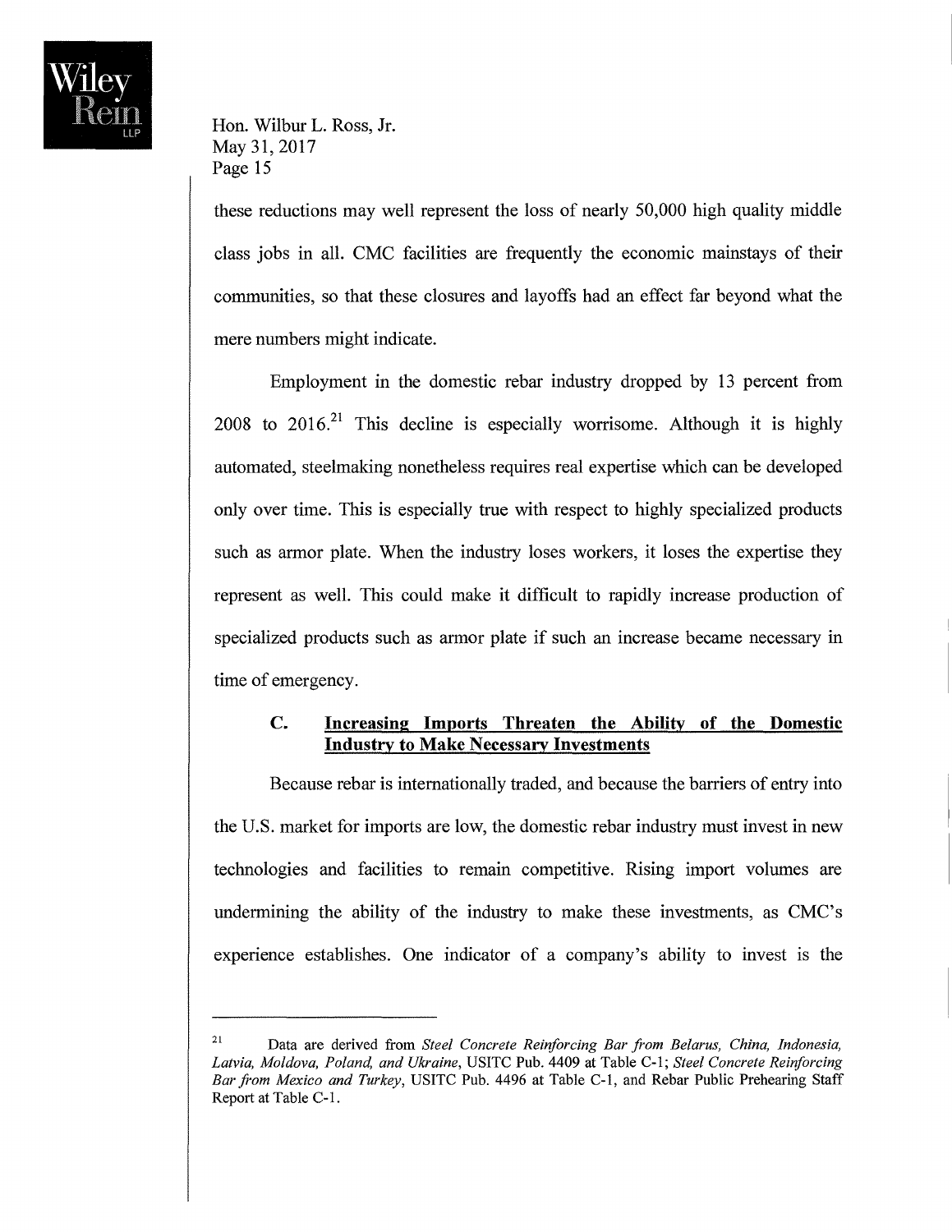these reductions may well represent the loss of nearly 50,000 high quality middle class jobs in all. CMC facilities are frequently the economic mainstays of their communities, so that these closures and layoffs had an effect far beyond what the mere numbers might indicate.

Employment in the domestic rebar industry dropped by 13 percent from 2008 to 2016.[21] This decline is especially worrisome. Although it is highly automated, steelmaking nonetheless requires real expertise which can be developed only over time. This is especially true with respect to highly specialized products such as armor plate. When the industry loses workers, it loses the expertise they represent as well. This could make it difficult to rapidly increase production of specialized products such as armor plate if such an increase became necessary in time of emergency.

### C. Increasing Imports Threaten the Ability of the Domestic Industry to Make Necessary Investments

Because rebar is internationally traded, and because the barriers of entry into the U.S. market for imports are low, the domestic rebar industry must invest in new technologies and facilities to remain competitive. Rising import volumes are undermining the ability of the industry to make these investments, as CMC's experience establishes. One indicator of a company's ability to invest is the

---

[21] Data are derived from *Steel Concrete Reinforcing Bar from Belarus, China, Indonesia, Latvia, Moldova, Poland, and Ukraine*, USITC Pub. 4409 at Table C-1; *Steel Concrete Reinforcing Bar from Mexico and Turkey*, USITC Pub. 4496 at Table C-1, and Rebar Public Prehearing Staff Report at Table C-1.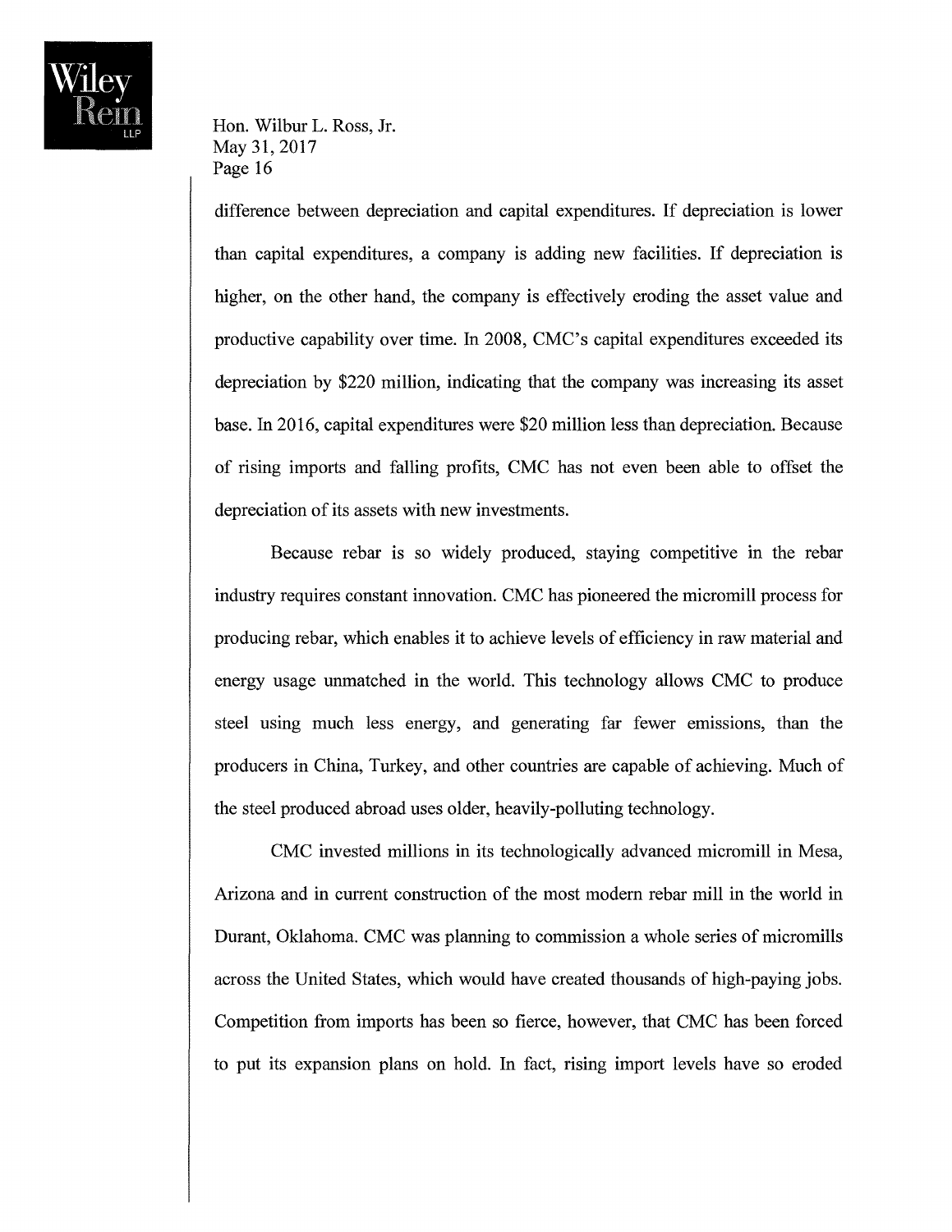difference between depreciation and capital expenditures. If depreciation is lower than capital expenditures, a company is adding new facilities. If depreciation is higher, on the other hand, the company is effectively eroding the asset value and productive capability over time. In 2008, CMC's capital expenditures exceeded its depreciation by $220 million, indicating that the company was increasing its asset base. In 2016, capital expenditures were $20 million less than depreciation. Because of rising imports and falling profits, CMC has not even been able to offset the depreciation of its assets with new investments.

Because rebar is so widely produced, staying competitive in the rebar industry requires constant innovation. CMC has pioneered the micromill process for producing rebar, which enables it to achieve levels of efficiency in raw material and energy usage unmatched in the world. This technology allows CMC to produce steel using much less energy, and generating far fewer emissions, than the producers in China, Turkey, and other countries are capable of achieving. Much of the steel produced abroad uses older, heavily-polluting technology.

CMC invested millions in its technologically advanced micromill in Mesa, Arizona and in current construction of the most modern rebar mill in the world in Durant, Oklahoma. CMC was planning to commission a whole series of micromills across the United States, which would have created thousands of high-paying jobs. Competition from imports has been so fierce, however, that CMC has been forced to put its expansion plans on hold. In fact, rising import levels have so eroded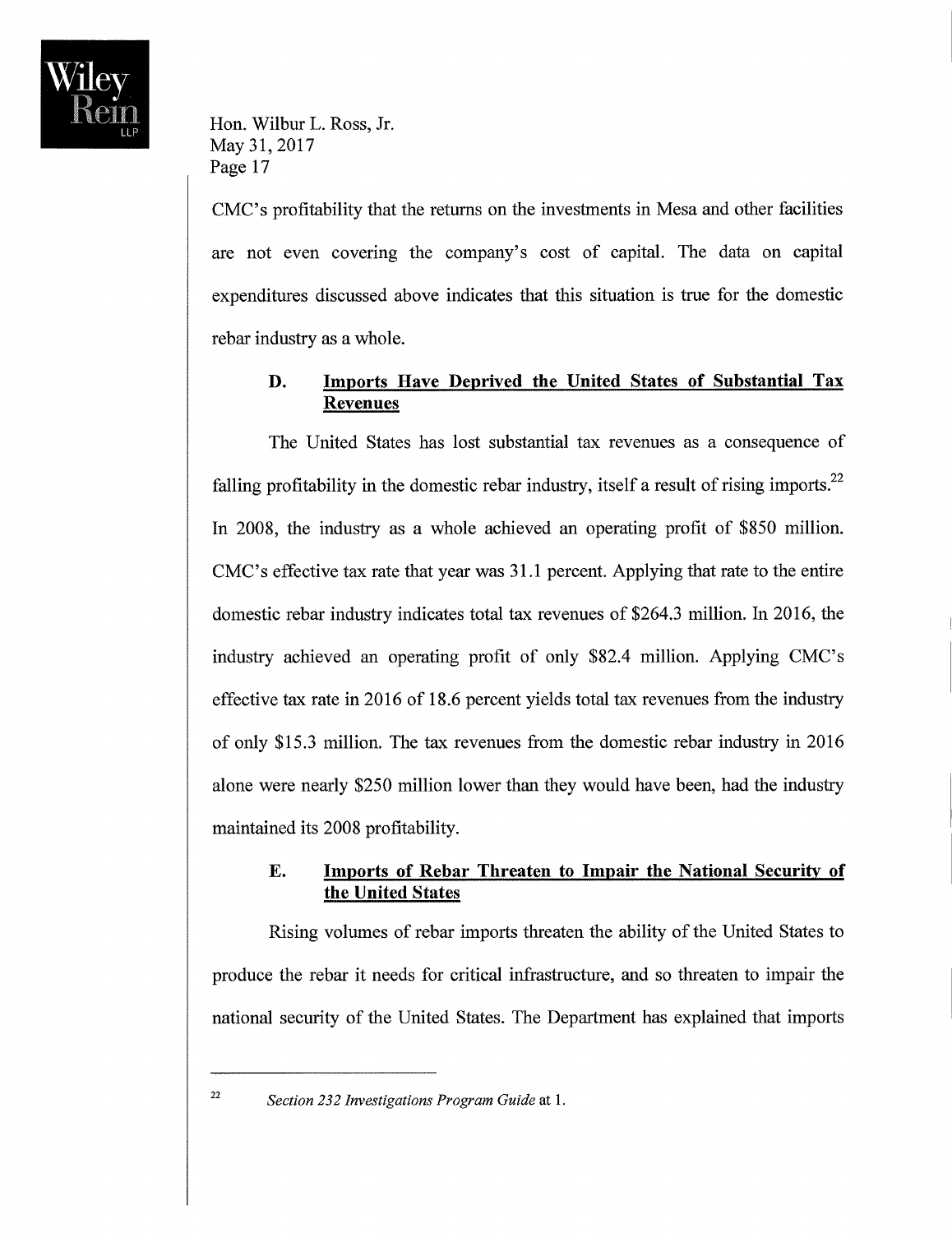CMC's profitability that the returns on the investments in Mesa and other facilities are not even covering the company's cost of capital. The data on capital expenditures discussed above indicates that this situation is true for the domestic rebar industry as a whole.

### D. Imports Have Deprived the United States of Substantial Tax Revenues

The United States has lost substantial tax revenues as a consequence of falling profitability in the domestic rebar industry, itself a result of rising imports.[22] In 2008, the industry as a whole achieved an operating profit of $850 million. CMC's effective tax rate that year was 31.1 percent. Applying that rate to the entire domestic rebar industry indicates total tax revenues of $264.3 million. In 2016, the industry achieved an operating profit of only $82.4 million. Applying CMC's effective tax rate in 2016 of 18.6 percent yields total tax revenues from the industry of only $15.3 million. The tax revenues from the domestic rebar industry in 2016 alone were nearly $250 million lower than they would have been, had the industry maintained its 2008 profitability.

### E. Imports of Rebar Threaten to Impair the National Security of the United States

Rising volumes of rebar imports threaten the ability of the United States to produce the rebar it needs for critical infrastructure, and so threaten to impair the national security of the United States. The Department has explained that imports

---

[22] *Section 232 Investigations Program Guide* at 1.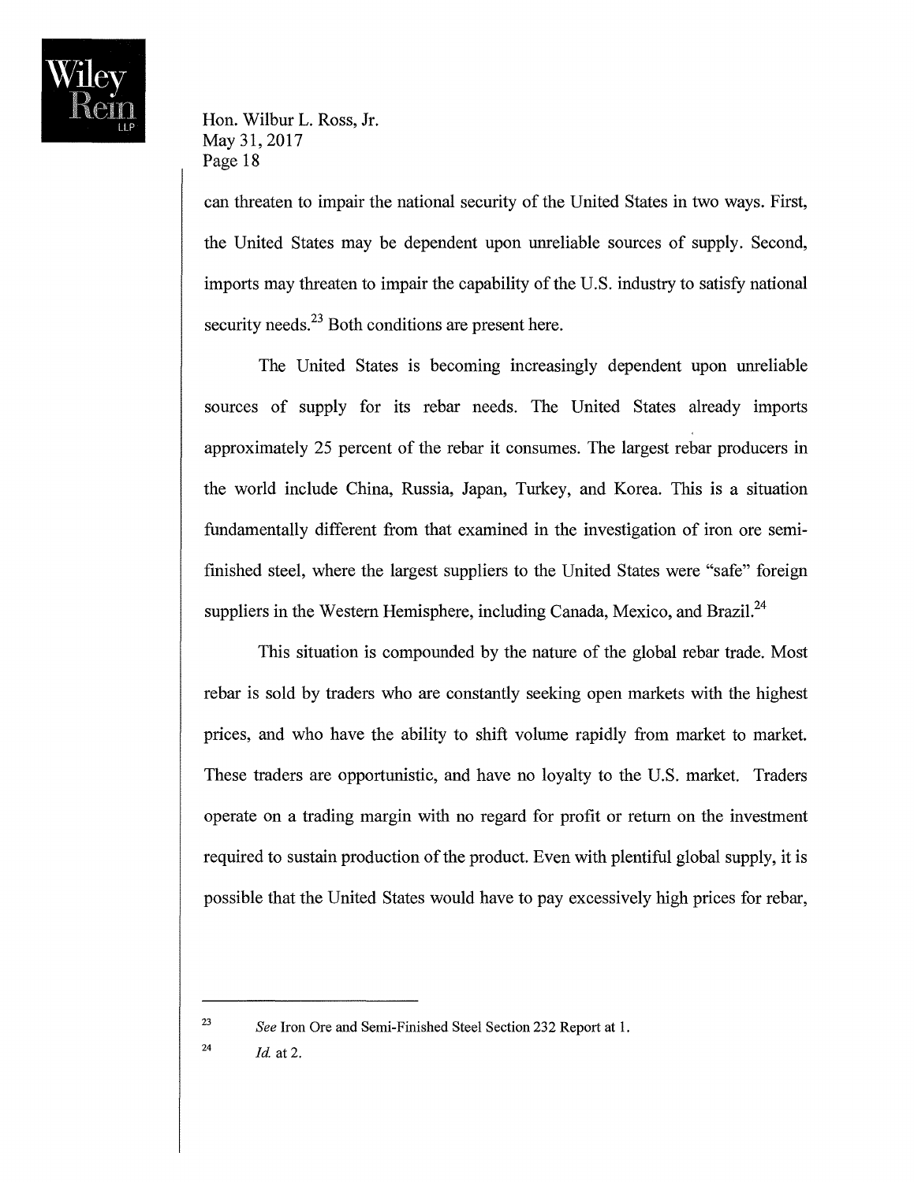can threaten to impair the national security of the United States in two ways. First, the United States may be dependent upon unreliable sources of supply. Second, imports may threaten to impair the capability of the U.S. industry to satisfy national security needs.[23] Both conditions are present here.

The United States is becoming increasingly dependent upon unreliable sources of supply for its rebar needs. The United States already imports approximately 25 percent of the rebar it consumes. The largest rebar producers in the world include China, Russia, Japan, Turkey, and Korea. This is a situation fundamentally different from that examined in the investigation of iron ore semi-finished steel, where the largest suppliers to the United States were "safe" foreign suppliers in the Western Hemisphere, including Canada, Mexico, and Brazil.[24]

This situation is compounded by the nature of the global rebar trade. Most rebar is sold by traders who are constantly seeking open markets with the highest prices, and who have the ability to shift volume rapidly from market to market. These traders are opportunistic, and have no loyalty to the U.S. market. Traders operate on a trading margin with no regard for profit or return on the investment required to sustain production of the product. Even with plentiful global supply, it is possible that the United States would have to pay excessively high prices for rebar,

---

[23] *See* Iron Ore and Semi-Finished Steel Section 232 Report at 1.

[24] *Id.* at 2.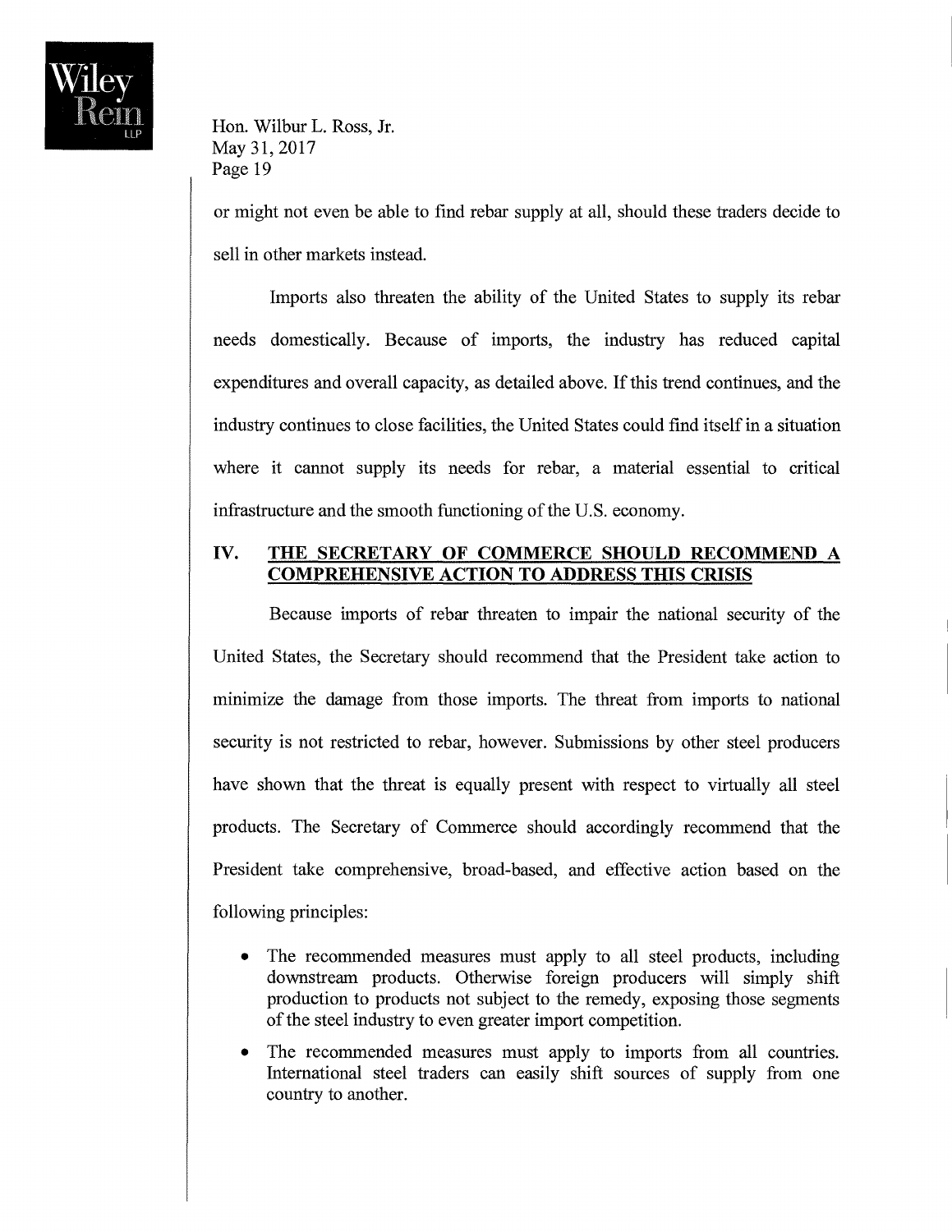or might not even be able to find rebar supply at all, should these traders decide to sell in other markets instead.

Imports also threaten the ability of the United States to supply its rebar needs domestically. Because of imports, the industry has reduced capital expenditures and overall capacity, as detailed above. If this trend continues, and the industry continues to close facilities, the United States could find itself in a situation where it cannot supply its needs for rebar, a material essential to critical infrastructure and the smooth functioning of the U.S. economy.

## IV. THE SECRETARY OF COMMERCE SHOULD RECOMMEND A COMPREHENSIVE ACTION TO ADDRESS THIS CRISIS

Because imports of rebar threaten to impair the national security of the United States, the Secretary should recommend that the President take action to minimize the damage from those imports. The threat from imports to national security is not restricted to rebar, however. Submissions by other steel producers have shown that the threat is equally present with respect to virtually all steel products. The Secretary of Commerce should accordingly recommend that the President take comprehensive, broad-based, and effective action based on the following principles:

- The recommended measures must apply to all steel products, including downstream products. Otherwise foreign producers will simply shift production to products not subject to the remedy, exposing those segments of the steel industry to even greater import competition.
- The recommended measures must apply to imports from all countries. International steel traders can easily shift sources of supply from one country to another.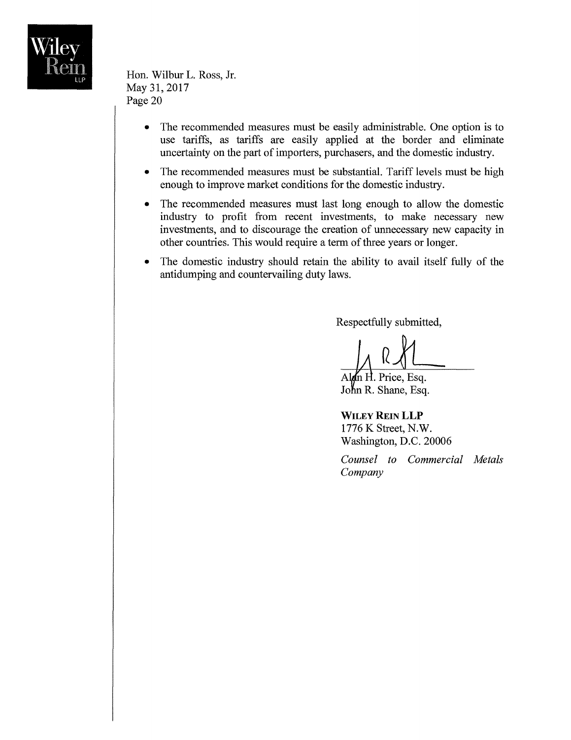- The recommended measures must be easily administrable. One option is to use tariffs, as tariffs are easily applied at the border and eliminate uncertainty on the part of importers, purchasers, and the domestic industry.
- The recommended measures must be substantial. Tariff levels must be high enough to improve market conditions for the domestic industry.
- The recommended measures must last long enough to allow the domestic industry to profit from recent investments, to make necessary new investments, and to discourage the creation of unnecessary new capacity in other countries. This would require a term of three years or longer.
- The domestic industry should retain the ability to avail itself fully of the antidumping and countervailing duty laws.

Respectfully submitted,

Alan H. Price, Esq.
John R. Shane, Esq.

**WILEY REIN LLP**
1776 K Street, N.W.
Washington, D.C. 20006

*Counsel to Commercial Metals Company*